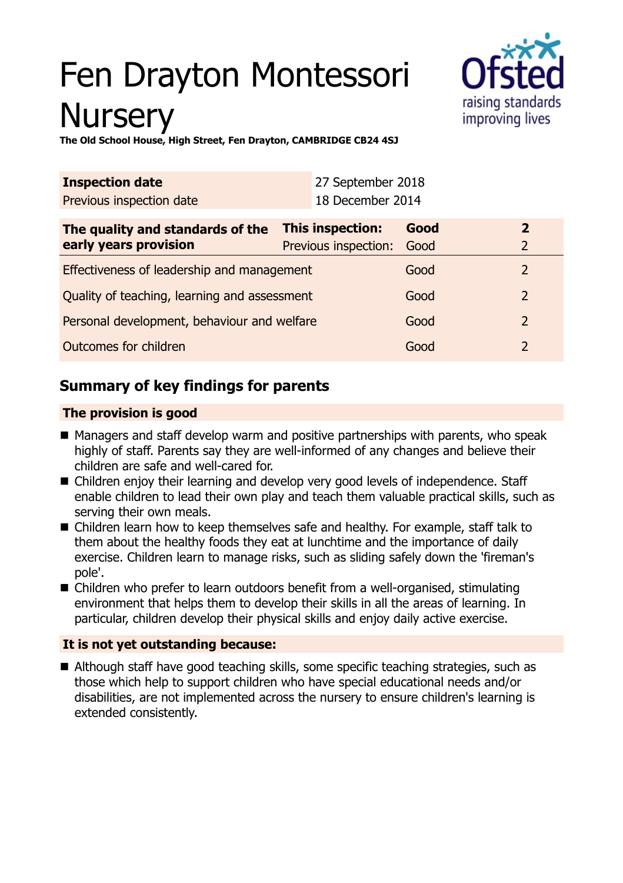# Fen Drayton Montessori Nursery

**The Old School House, High Street, Fen Drayton, CAMBRIDGE CB24 4SJ**

| **Inspection date** | 27 September 2018 |
|---|---|
| Previous inspection date | 18 December 2014 |

| **The quality and standards of the early years provision** | **This inspection:** | **Good** | **2** |
|---|---|---|---|
| | Previous inspection: | Good | 2 |
| Effectiveness of leadership and management | | Good | 2 |
| Quality of teaching, learning and assessment | | Good | 2 |
| Personal development, behaviour and welfare | | Good | 2 |
| Outcomes for children | | Good | 2 |

## Summary of key findings for parents

### The provision is good

- Managers and staff develop warm and positive partnerships with parents, who speak highly of staff. Parents say they are well-informed of any changes and believe their children are safe and well-cared for.
- Children enjoy their learning and develop very good levels of independence. Staff enable children to lead their own play and teach them valuable practical skills, such as serving their own meals.
- Children learn how to keep themselves safe and healthy. For example, staff talk to them about the healthy foods they eat at lunchtime and the importance of daily exercise. Children learn to manage risks, such as sliding safely down the 'fireman's pole'.
- Children who prefer to learn outdoors benefit from a well-organised, stimulating environment that helps them to develop their skills in all the areas of learning. In particular, children develop their physical skills and enjoy daily active exercise.

### It is not yet outstanding because:

- Although staff have good teaching skills, some specific teaching strategies, such as those which help to support children who have special educational needs and/or disabilities, are not implemented across the nursery to ensure children's learning is extended consistently.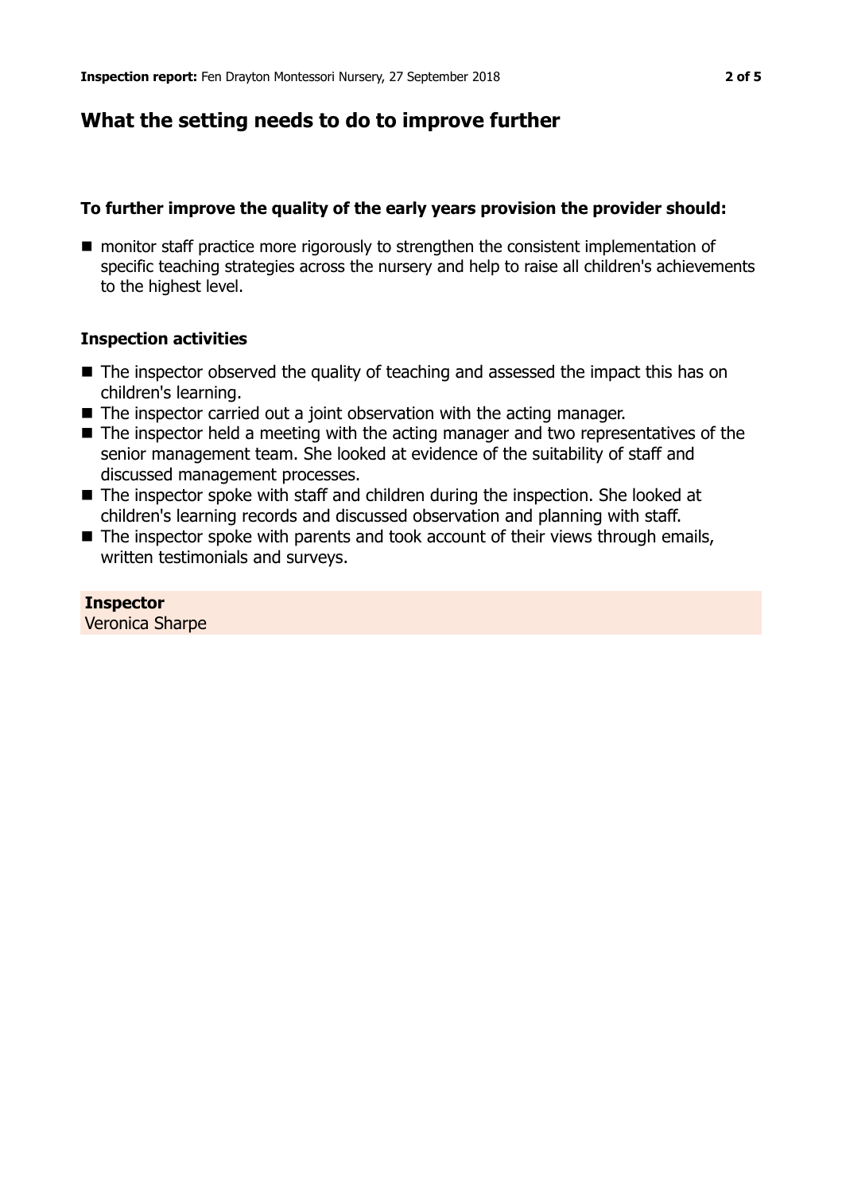## What the setting needs to do to improve further

### To further improve the quality of the early years provision the provider should:

- monitor staff practice more rigorously to strengthen the consistent implementation of specific teaching strategies across the nursery and help to raise all children's achievements to the highest level.

### Inspection activities

- The inspector observed the quality of teaching and assessed the impact this has on children's learning.
- The inspector carried out a joint observation with the acting manager.
- The inspector held a meeting with the acting manager and two representatives of the senior management team. She looked at evidence of the suitability of staff and discussed management processes.
- The inspector spoke with staff and children during the inspection. She looked at children's learning records and discussed observation and planning with staff.
- The inspector spoke with parents and took account of their views through emails, written testimonials and surveys.

**Inspector**
Veronica Sharpe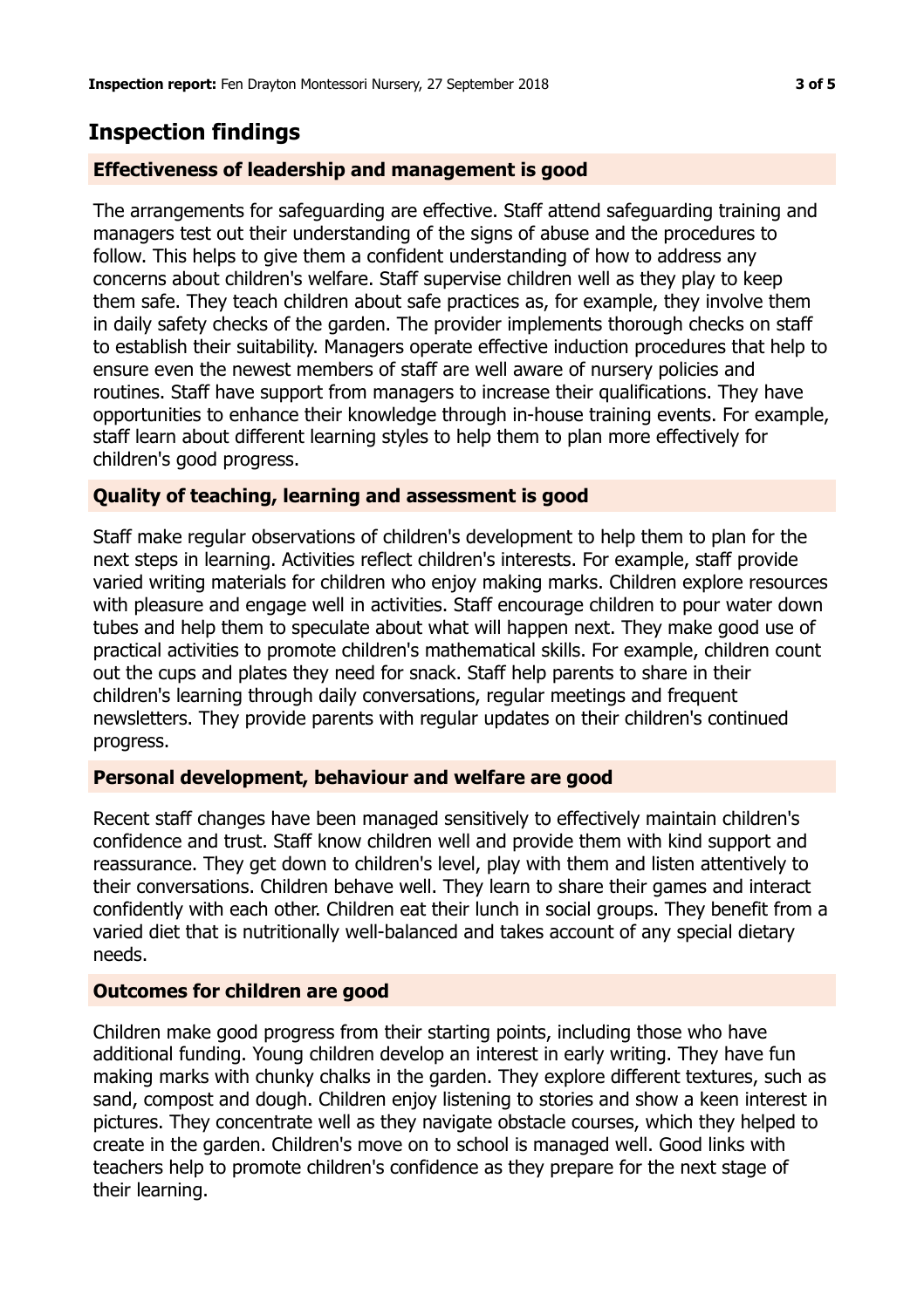## Inspection findings

### Effectiveness of leadership and management is good

The arrangements for safeguarding are effective. Staff attend safeguarding training and managers test out their understanding of the signs of abuse and the procedures to follow. This helps to give them a confident understanding of how to address any concerns about children's welfare. Staff supervise children well as they play to keep them safe. They teach children about safe practices as, for example, they involve them in daily safety checks of the garden. The provider implements thorough checks on staff to establish their suitability. Managers operate effective induction procedures that help to ensure even the newest members of staff are well aware of nursery policies and routines. Staff have support from managers to increase their qualifications. They have opportunities to enhance their knowledge through in-house training events. For example, staff learn about different learning styles to help them to plan more effectively for children's good progress.

### Quality of teaching, learning and assessment is good

Staff make regular observations of children's development to help them to plan for the next steps in learning. Activities reflect children's interests. For example, staff provide varied writing materials for children who enjoy making marks. Children explore resources with pleasure and engage well in activities. Staff encourage children to pour water down tubes and help them to speculate about what will happen next. They make good use of practical activities to promote children's mathematical skills. For example, children count out the cups and plates they need for snack. Staff help parents to share in their children's learning through daily conversations, regular meetings and frequent newsletters. They provide parents with regular updates on their children's continued progress.

### Personal development, behaviour and welfare are good

Recent staff changes have been managed sensitively to effectively maintain children's confidence and trust. Staff know children well and provide them with kind support and reassurance. They get down to children's level, play with them and listen attentively to their conversations. Children behave well. They learn to share their games and interact confidently with each other. Children eat their lunch in social groups. They benefit from a varied diet that is nutritionally well-balanced and takes account of any special dietary needs.

### Outcomes for children are good

Children make good progress from their starting points, including those who have additional funding. Young children develop an interest in early writing. They have fun making marks with chunky chalks in the garden. They explore different textures, such as sand, compost and dough. Children enjoy listening to stories and show a keen interest in pictures. They concentrate well as they navigate obstacle courses, which they helped to create in the garden. Children's move on to school is managed well. Good links with teachers help to promote children's confidence as they prepare for the next stage of their learning.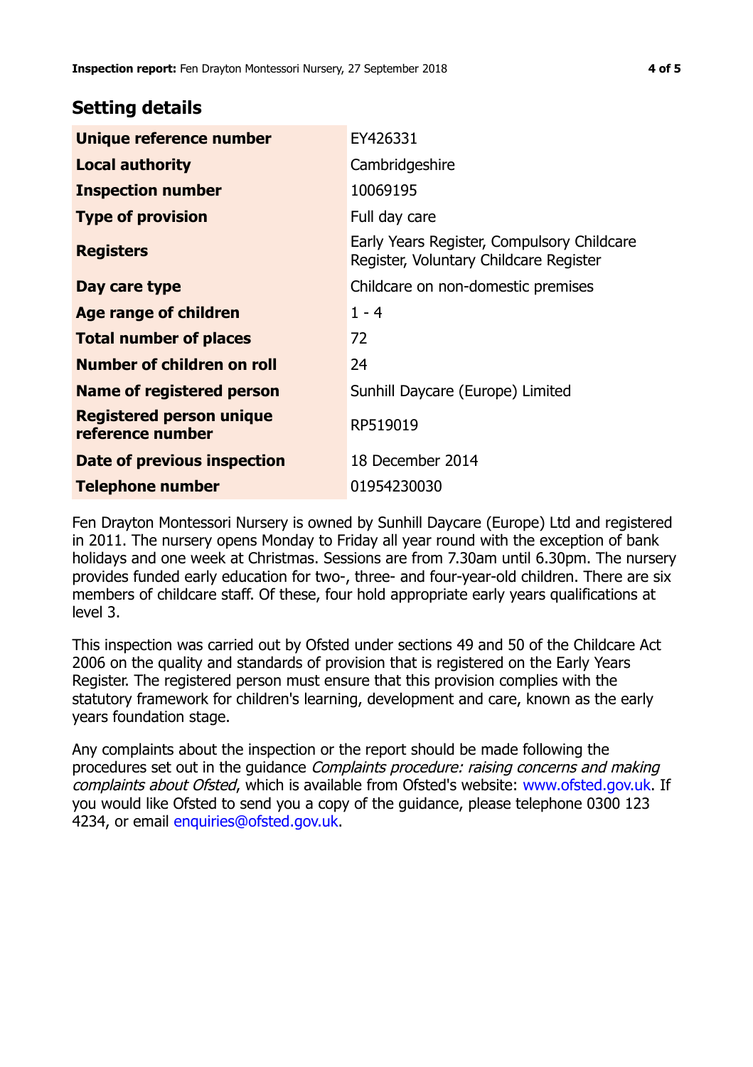## Setting details

| | |
|---|---|
| **Unique reference number** | EY426331 |
| **Local authority** | Cambridgeshire |
| **Inspection number** | 10069195 |
| **Type of provision** | Full day care |
| **Registers** | Early Years Register, Compulsory Childcare Register, Voluntary Childcare Register |
| **Day care type** | Childcare on non-domestic premises |
| **Age range of children** | 1 - 4 |
| **Total number of places** | 72 |
| **Number of children on roll** | 24 |
| **Name of registered person** | Sunhill Daycare (Europe) Limited |
| **Registered person unique reference number** | RP519019 |
| **Date of previous inspection** | 18 December 2014 |
| **Telephone number** | 01954230030 |

Fen Drayton Montessori Nursery is owned by Sunhill Daycare (Europe) Ltd and registered in 2011. The nursery opens Monday to Friday all year round with the exception of bank holidays and one week at Christmas. Sessions are from 7.30am until 6.30pm. The nursery provides funded early education for two-, three- and four-year-old children. There are six members of childcare staff. Of these, four hold appropriate early years qualifications at level 3.

This inspection was carried out by Ofsted under sections 49 and 50 of the Childcare Act 2006 on the quality and standards of provision that is registered on the Early Years Register. The registered person must ensure that this provision complies with the statutory framework for children's learning, development and care, known as the early years foundation stage.

Any complaints about the inspection or the report should be made following the procedures set out in the guidance *Complaints procedure: raising concerns and making complaints about Ofsted*, which is available from Ofsted's website: www.ofsted.gov.uk. If you would like Ofsted to send you a copy of the guidance, please telephone 0300 123 4234, or email enquiries@ofsted.gov.uk.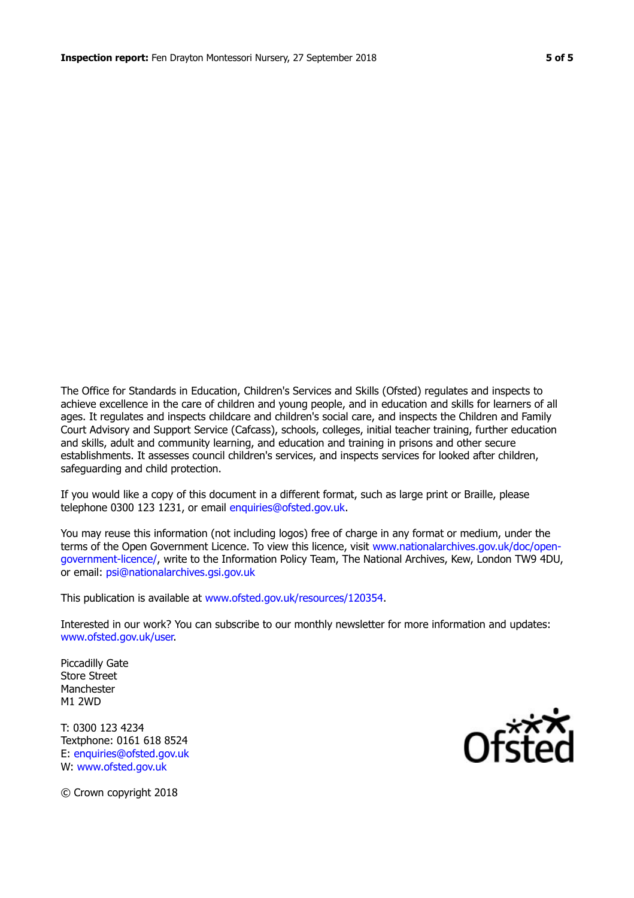The Office for Standards in Education, Children's Services and Skills (Ofsted) regulates and inspects to achieve excellence in the care of children and young people, and in education and skills for learners of all ages. It regulates and inspects childcare and children's social care, and inspects the Children and Family Court Advisory and Support Service (Cafcass), schools, colleges, initial teacher training, further education and skills, adult and community learning, and education and training in prisons and other secure establishments. It assesses council children's services, and inspects services for looked after children, safeguarding and child protection.

If you would like a copy of this document in a different format, such as large print or Braille, please telephone 0300 123 1231, or email enquiries@ofsted.gov.uk.

You may reuse this information (not including logos) free of charge in any format or medium, under the terms of the Open Government Licence. To view this licence, visit www.nationalarchives.gov.uk/doc/open-government-licence/, write to the Information Policy Team, The National Archives, Kew, London TW9 4DU, or email: psi@nationalarchives.gsi.gov.uk

This publication is available at www.ofsted.gov.uk/resources/120354.

Interested in our work? You can subscribe to our monthly newsletter for more information and updates: www.ofsted.gov.uk/user.

Piccadilly Gate
Store Street
Manchester
M1 2WD

T: 0300 123 4234
Textphone: 0161 618 8524
E: enquiries@ofsted.gov.uk
W: www.ofsted.gov.uk

© Crown copyright 2018